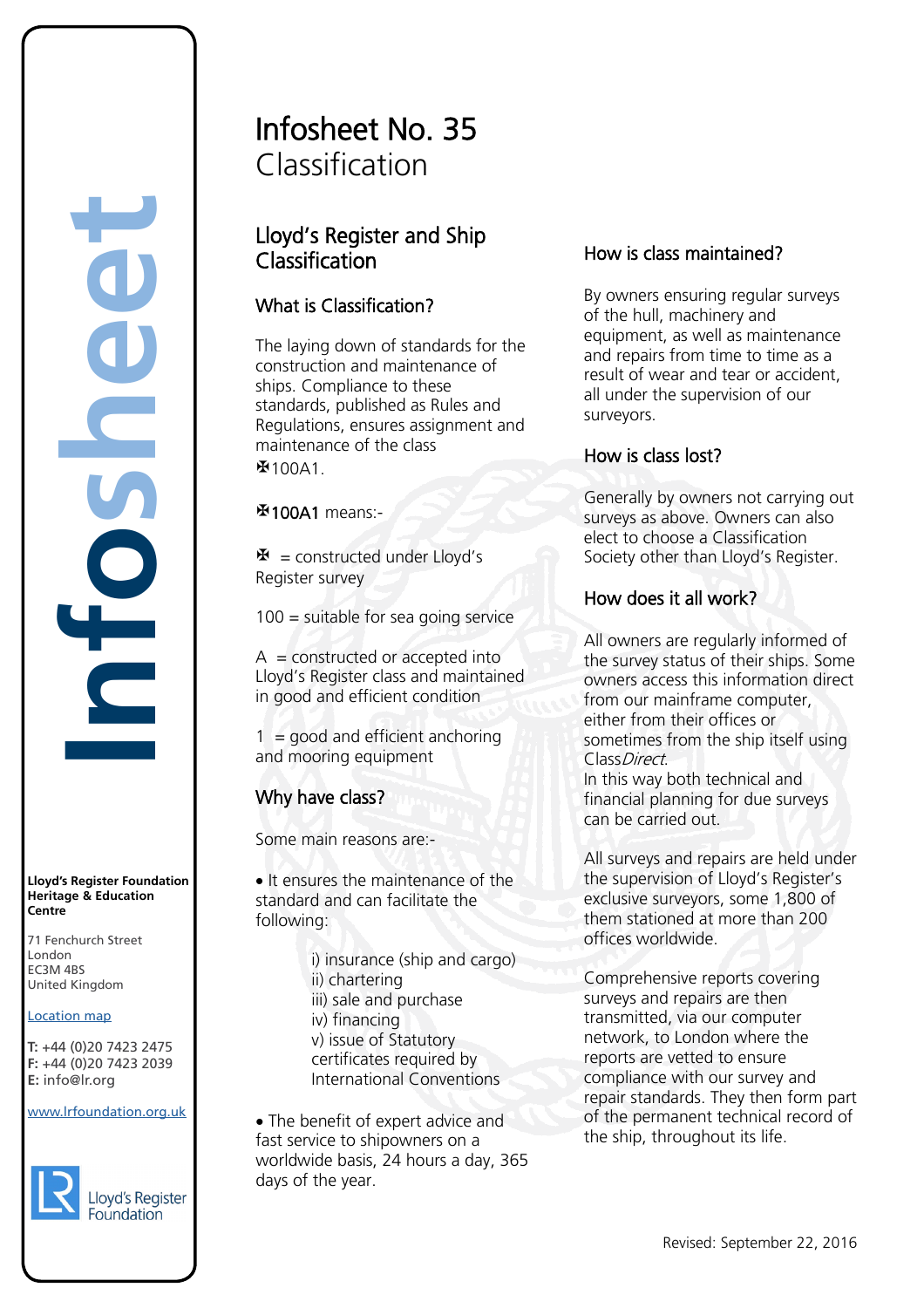# Infosheet No. 35
Classification

## Lloyd's Register and Ship Classification

### What is Classification?

The laying down of standards for the construction and maintenance of ships. Compliance to these standards, published as Rules and Regulations, ensures assignment and maintenance of the class ✠100A1.

✠100A1 means:-

✠ = constructed under Lloyd's Register survey

100 = suitable for sea going service

A = constructed or accepted into Lloyd's Register class and maintained in good and efficient condition

1 = good and efficient anchoring and mooring equipment

### Why have class?

Some main reasons are:-

- It ensures the maintenance of the standard and can facilitate the following:

  i) insurance (ship and cargo)
  ii) chartering
  iii) sale and purchase
  iv) financing
  v) issue of Statutory certificates required by International Conventions

- The benefit of expert advice and fast service to shipowners on a worldwide basis, 24 hours a day, 365 days of the year.

### How is class maintained?

By owners ensuring regular surveys of the hull, machinery and equipment, as well as maintenance and repairs from time to time as a result of wear and tear or accident, all under the supervision of our surveyors.

### How is class lost?

Generally by owners not carrying out surveys as above. Owners can also elect to choose a Classification Society other than Lloyd's Register.

### How does it all work?

All owners are regularly informed of the survey status of their ships. Some owners access this information direct from our mainframe computer, either from their offices or sometimes from the ship itself using Class*Direct*.
In this way both technical and financial planning for due surveys can be carried out.

All surveys and repairs are held under the supervision of Lloyd's Register's exclusive surveyors, some 1,800 of them stationed at more than 200 offices worldwide.

Comprehensive reports covering surveys and repairs are then transmitted, via our computer network, to London where the reports are vetted to ensure compliance with our survey and repair standards. They then form part of the permanent technical record of the ship, throughout its life.

Revised: September 22, 2016

**Lloyd's Register Foundation Heritage & Education Centre**

71 Fenchurch Street
London
EC3M 4BS
United Kingdom

Location map

**T:** +44 (0)20 7423 2475
**F:** +44 (0)20 7423 2039
**E:** info@lr.org

www.lrfoundation.org.uk

Lloyd's Register Foundation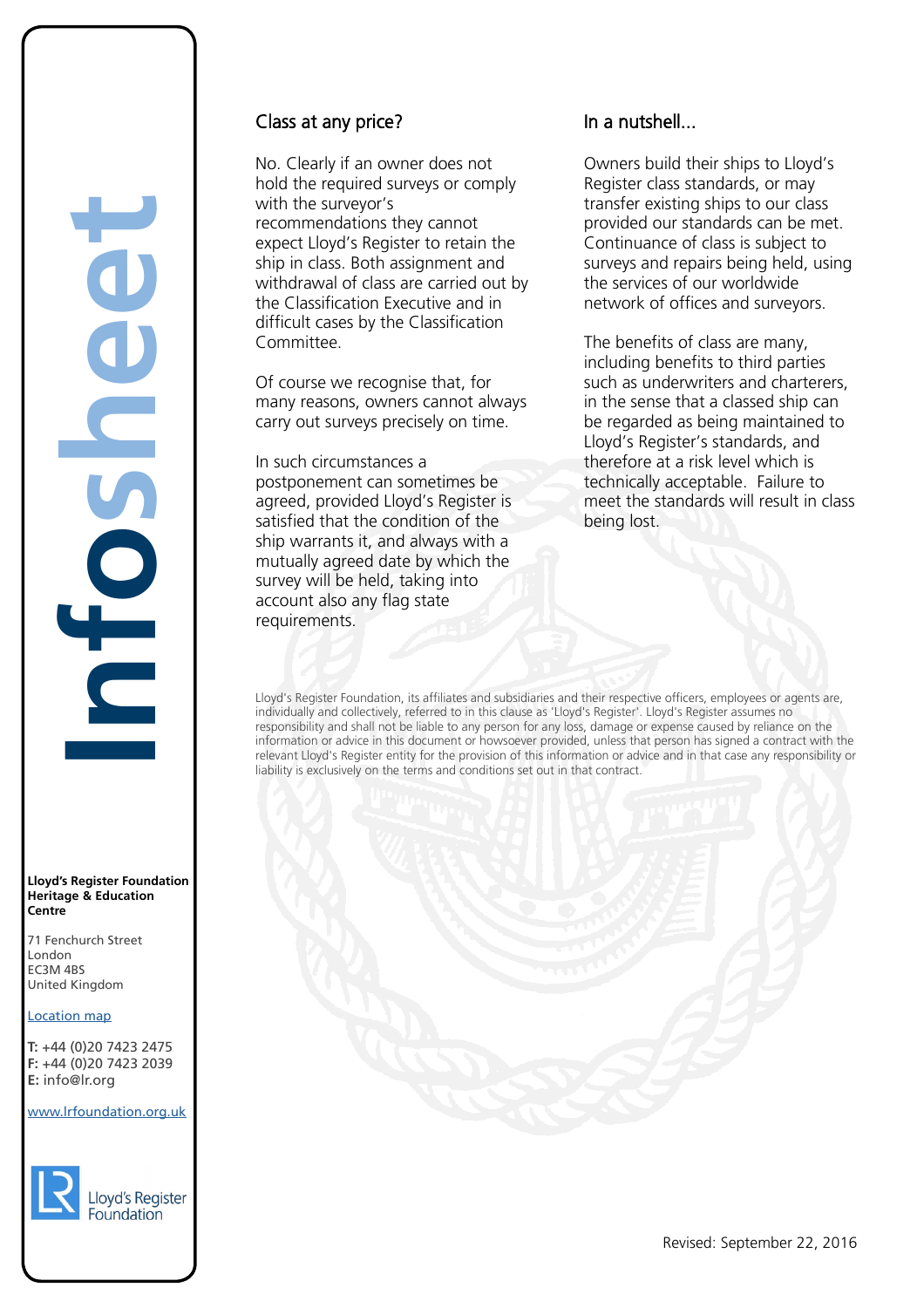## Class at any price?

No. Clearly if an owner does not hold the required surveys or comply with the surveyor's recommendations they cannot expect Lloyd's Register to retain the ship in class. Both assignment and withdrawal of class are carried out by the Classification Executive and in difficult cases by the Classification Committee.

Of course we recognise that, for many reasons, owners cannot always carry out surveys precisely on time.

In such circumstances a postponement can sometimes be agreed, provided Lloyd's Register is satisfied that the condition of the ship warrants it, and always with a mutually agreed date by which the survey will be held, taking into account also any flag state requirements.

## In a nutshell...

Owners build their ships to Lloyd's Register class standards, or may transfer existing ships to our class provided our standards can be met. Continuance of class is subject to surveys and repairs being held, using the services of our worldwide network of offices and surveyors.

The benefits of class are many, including benefits to third parties such as underwriters and charterers, in the sense that a classed ship can be regarded as being maintained to Lloyd's Register's standards, and therefore at a risk level which is technically acceptable. Failure to meet the standards will result in class being lost.

Lloyd's Register Foundation, its affiliates and subsidiaries and their respective officers, employees or agents are, individually and collectively, referred to in this clause as 'Lloyd's Register'. Lloyd's Register assumes no responsibility and shall not be liable to any person for any loss, damage or expense caused by reliance on the information or advice in this document or howsoever provided, unless that person has signed a contract with the relevant Lloyd's Register entity for the provision of this information or advice and in that case any responsibility or liability is exclusively on the terms and conditions set out in that contract.

Infosheet

**Lloyd's Register Foundation Heritage & Education Centre**

71 Fenchurch Street
London
EC3M 4BS
United Kingdom

Location map

**T:** +44 (0)20 7423 2475
**F:** +44 (0)20 7423 2039
**E:** info@lr.org

www.lrfoundation.org.uk

Lloyd's Register Foundation

Revised: September 22, 2016